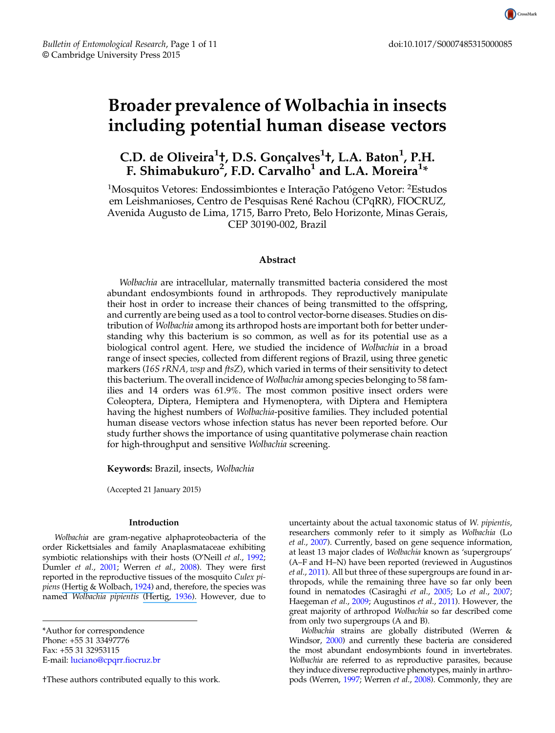# Broader prevalence of Wolbachia in insects including potential human disease vectors

**C.D. de Oliveira[1]†, D.S. Gonçalves[1]†, L.A. Baton[1], P.H. F. Shimabukuro[2], F.D. Carvalho[1] and L.A. Moreira[1]***

[1]Mosquitos Vetores: Endossimbiontes e Interação Patógeno Vetor: [2]Estudos em Leishmanioses, Centro de Pesquisas René Rachou (CPqRR), FIOCRUZ, Avenida Augusto de Lima, 1715, Barro Preto, Belo Horizonte, Minas Gerais, CEP 30190-002, Brazil

## Abstract

*Wolbachia* are intracellular, maternally transmitted bacteria considered the most abundant endosymbionts found in arthropods. They reproductively manipulate their host in order to increase their chances of being transmitted to the offspring, and currently are being used as a tool to control vector-borne diseases. Studies on distribution of *Wolbachia* among its arthropod hosts are important both for better understanding why this bacterium is so common, as well as for its potential use as a biological control agent. Here, we studied the incidence of *Wolbachia* in a broad range of insect species, collected from different regions of Brazil, using three genetic markers (*16S rRNA, wsp* and *ftsZ*), which varied in terms of their sensitivity to detect this bacterium. The overall incidence of *Wolbachia* among species belonging to 58 families and 14 orders was 61.9%. The most common positive insect orders were Coleoptera, Diptera, Hemiptera and Hymenoptera, with Diptera and Hemiptera having the highest numbers of *Wolbachia*-positive families. They included potential human disease vectors whose infection status has never been reported before. Our study further shows the importance of using quantitative polymerase chain reaction for high-throughput and sensitive *Wolbachia* screening.

**Keywords:** Brazil, insects, *Wolbachia*

(Accepted 21 January 2015)

## Introduction

*Wolbachia* are gram-negative alphaproteobacteria of the order Rickettsiales and family Anaplasmataceae exhibiting symbiotic relationships with their hosts (O'Neill *et al.*, 1992; Dumler *et al.*, 2001; Werren *et al.*, 2008). They were first reported in the reproductive tissues of the mosquito *Culex pipiens* (Hertig & Wolbach, 1924) and, therefore, the species was named *Wolbachia pipientis* (Hertig, 1936). However, due to uncertainty about the actual taxonomic status of *W. pipientis*, researchers commonly refer to it simply as *Wolbachia* (Lo *et al.*, 2007). Currently, based on gene sequence information, at least 13 major clades of *Wolbachia* known as 'supergroups' (A–F and H–N) have been reported (reviewed in Augustinos *et al.*, 2011). All but three of these supergroups are found in arthropods, while the remaining three have so far only been found in nematodes (Casiraghi *et al.*, 2005; Lo *et al.*, 2007; Haegeman *et al.*, 2009; Augustinos *et al.*, 2011). However, the great majority of arthropod *Wolbachia* so far described come from only two supergroups (A and B).

*Wolbachia* strains are globally distributed (Werren & Windsor, 2000) and currently these bacteria are considered the most abundant endosymbionts found in invertebrates. *Wolbachia* are referred to as reproductive parasites, because they induce diverse reproductive phenotypes, mainly in arthropods (Werren, 1997; Werren *et al.*, 2008). Commonly, they are

*Author for correspondence
Phone: +55 31 33497776
Fax: +55 31 32953115
E-mail: luciano@cpqrr.fiocruz.br

†These authors contributed equally to this work.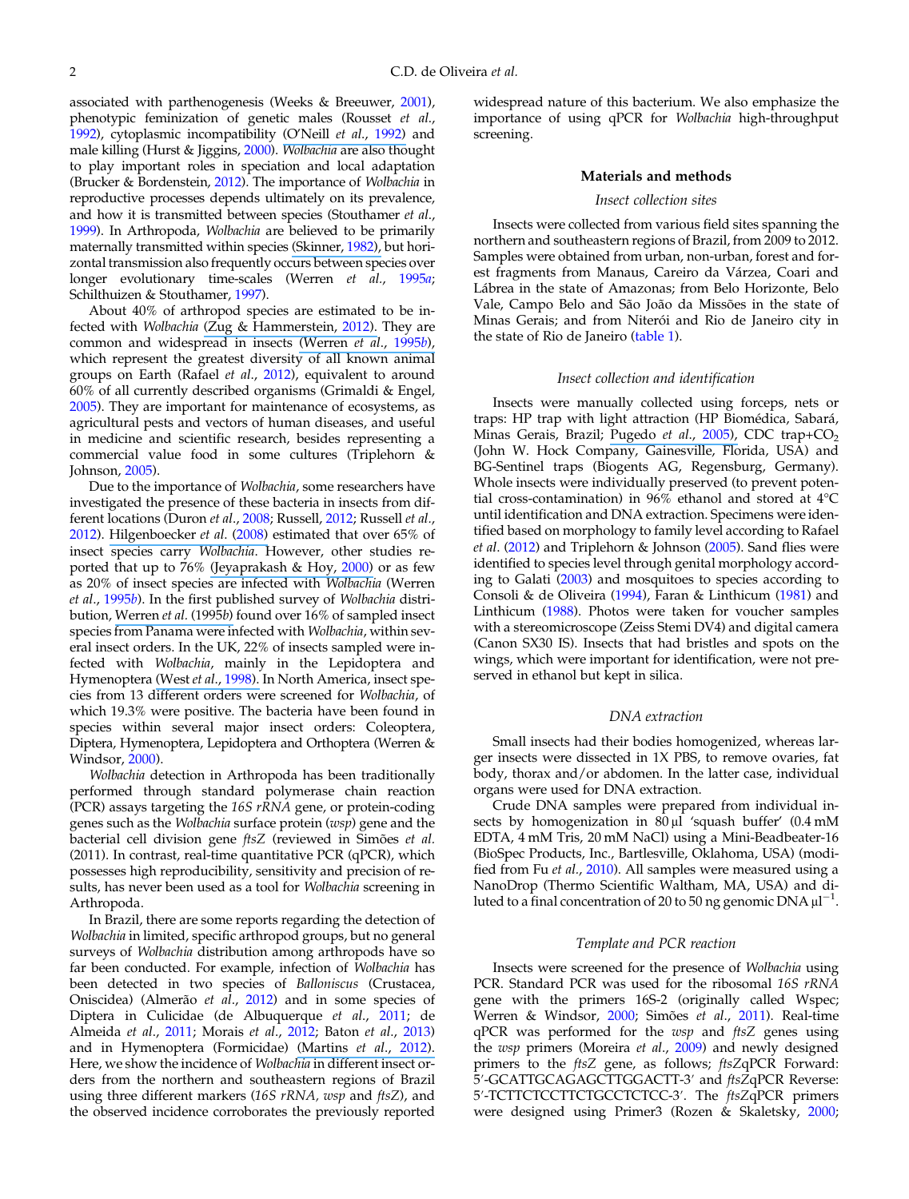associated with parthenogenesis (Weeks & Breeuwer, 2001), phenotypic feminization of genetic males (Rousset *et al.*, 1992), cytoplasmic incompatibility (O'Neill *et al.*, 1992) and male killing (Hurst & Jiggins, 2000). *Wolbachia* are also thought to play important roles in speciation and local adaptation (Brucker & Bordenstein, 2012). The importance of *Wolbachia* in reproductive processes depends ultimately on its prevalence, and how it is transmitted between species (Stouthamer *et al.*, 1999). In Arthropoda, *Wolbachia* are believed to be primarily maternally transmitted within species (Skinner, 1982), but horizontal transmission also frequently occurs between species over longer evolutionary time-scales (Werren *et al.*, 1995*a*; Schilthuizen & Stouthamer, 1997).

About 40% of arthropod species are estimated to be infected with *Wolbachia* (Zug & Hammerstein, 2012). They are common and widespread in insects (Werren *et al.*, 1995*b*), which represent the greatest diversity of all known animal groups on Earth (Rafael *et al.*, 2012), equivalent to around 60% of all currently described organisms (Grimaldi & Engel, 2005). They are important for maintenance of ecosystems, as agricultural pests and vectors of human diseases, and useful in medicine and scientific research, besides representing a commercial value food in some cultures (Triplehorn & Johnson, 2005).

Due to the importance of *Wolbachia*, some researchers have investigated the presence of these bacteria in insects from different locations (Duron *et al.*, 2008; Russell, 2012; Russell *et al.*, 2012). Hilgenboecker *et al.* (2008) estimated that over 65% of insect species carry *Wolbachia*. However, other studies reported that up to 76% (Jeyaprakash & Hoy, 2000) or as few as 20% of insect species are infected with *Wolbachia* (Werren *et al.*, 1995*b*). In the first published survey of *Wolbachia* distribution, Werren *et al.* (1995*b*) found over 16% of sampled insect species from Panama were infected with *Wolbachia*, within several insect orders. In the UK, 22% of insects sampled were infected with *Wolbachia*, mainly in the Lepidoptera and Hymenoptera (West *et al.*, 1998). In North America, insect species from 13 different orders were screened for *Wolbachia*, of which 19.3% were positive. The bacteria have been found in species within several major insect orders: Coleoptera, Diptera, Hymenoptera, Lepidoptera and Orthoptera (Werren & Windsor, 2000).

*Wolbachia* detection in Arthropoda has been traditionally performed through standard polymerase chain reaction (PCR) assays targeting the *16S rRNA* gene, or protein-coding genes such as the *Wolbachia* surface protein (*wsp*) gene and the bacterial cell division gene *ftsZ* (reviewed in Simões *et al.* (2011). In contrast, real-time quantitative PCR (qPCR), which possesses high reproducibility, sensitivity and precision of results, has never been used as a tool for *Wolbachia* screening in Arthropoda.

In Brazil, there are some reports regarding the detection of *Wolbachia* in limited, specific arthropod groups, but no general surveys of *Wolbachia* distribution among arthropods have so far been conducted. For example, infection of *Wolbachia* has been detected in two species of *Balloniscus* (Crustacea, Oniscidea) (Almerão *et al.*, 2012) and in some species of Diptera in Culicidae (de Albuquerque *et al.*, 2011; de Almeida *et al.*, 2011; Morais *et al.*, 2012; Baton *et al.*, 2013) and in Hymenoptera (Formicidae) (Martins *et al.*, 2012). Here, we show the incidence of *Wolbachia* in different insect orders from the northern and southeastern regions of Brazil using three different markers (*16S rRNA*, *wsp* and *ftsZ*), and the observed incidence corroborates the previously reported widespread nature of this bacterium. We also emphasize the importance of using qPCR for *Wolbachia* high-throughput screening.

## Materials and methods

### *Insect collection sites*

Insects were collected from various field sites spanning the northern and southeastern regions of Brazil, from 2009 to 2012. Samples were obtained from urban, non-urban, forest and forest fragments from Manaus, Careiro da Várzea, Coari and Lábrea in the state of Amazonas; from Belo Horizonte, Belo Vale, Campo Belo and São João da Missões in the state of Minas Gerais; and from Niterói and Rio de Janeiro city in the state of Rio de Janeiro (table 1).

### *Insect collection and identification*

Insects were manually collected using forceps, nets or traps: HP trap with light attraction (HP Biomédica, Sabará, Minas Gerais, Brazil; Pugedo *et al.*, 2005), CDC trap+$CO_2$ (John W. Hock Company, Gainesville, Florida, USA) and BG-Sentinel traps (Biogents AG, Regensburg, Germany). Whole insects were individually preserved (to prevent potential cross-contamination) in 96% ethanol and stored at 4°C until identification and DNA extraction. Specimens were identified based on morphology to family level according to Rafael *et al.* (2012) and Triplehorn & Johnson (2005). Sand flies were identified to species level through genital morphology according to Galati (2003) and mosquitoes to species according to Consoli & de Oliveira (1994), Faran & Linthicum (1981) and Linthicum (1988). Photos were taken for voucher samples with a stereomicroscope (Zeiss Stemi DV4) and digital camera (Canon SX30 IS). Insects that had bristles and spots on the wings, which were important for identification, were not preserved in ethanol but kept in silica.

### *DNA extraction*

Small insects had their bodies homogenized, whereas larger insects were dissected in 1X PBS, to remove ovaries, fat body, thorax and/or abdomen. In the latter case, individual organs were used for DNA extraction.

Crude DNA samples were prepared from individual insects by homogenization in 80 µl 'squash buffer' (0.4 mM EDTA, 4 mM Tris, 20 mM NaCl) using a Mini-Beadbeater-16 (BioSpec Products, Inc., Bartlesville, Oklahoma, USA) (modified from Fu *et al.*, 2010). All samples were measured using a NanoDrop (Thermo Scientific Waltham, MA, USA) and diluted to a final concentration of 20 to 50 ng genomic DNA $\mu l^{-1}$.

### *Template and PCR reaction*

Insects were screened for the presence of *Wolbachia* using PCR. Standard PCR was used for the ribosomal *16S rRNA* gene with the primers 16S-2 (originally called Wspec; Werren & Windsor, 2000; Simões *et al.*, 2011). Real-time qPCR was performed for the *wsp* and *ftsZ* genes using the *wsp* primers (Moreira *et al.*, 2009) and newly designed primers to the *ftsZ* gene, as follows; *ftsZ*qPCR Forward: 5′-GCATTGCAGAGCTTGGACTT-3′ and *ftsZ*qPCR Reverse: 5′-TCTTCTCCTTCTGCCTCTCC-3′. The *ftsZ*qPCR primers were designed using Primer3 (Rozen & Skaletsky, 2000;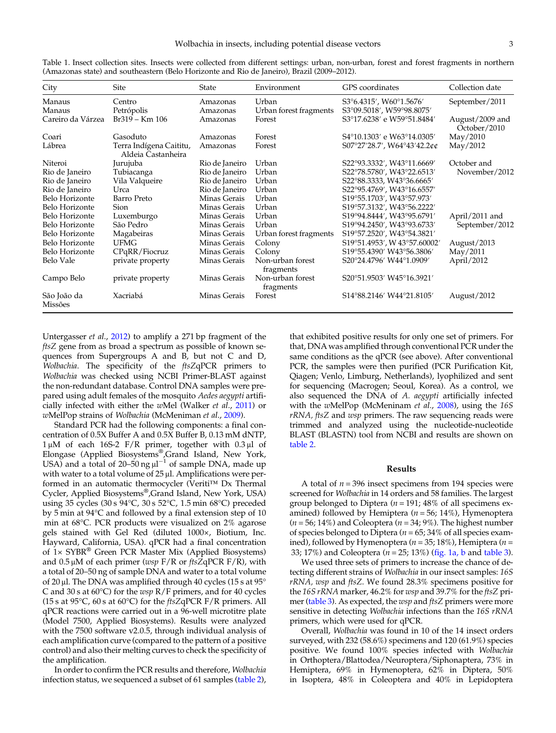Table 1. Insect collection sites. Insects were collected from different settings: urban, non-urban, forest and forest fragments in northern (Amazonas state) and southeastern (Belo Horizonte and Rio de Janeiro), Brazil (2009–2012).

| City | Site | State | Environment | GPS coordinates | Collection date |
|---|---|---|---|---|---|
| Manaus | Centro | Amazonas | Urban | S3°6.4315′, W60°1.5676′ | September/2011 |
| Manaus | Petrópolis | Amazonas | Urban forest fragments | S3°09.5018′, W59°98.8075′ | |
| Careiro da Várzea | Br319 – Km 106 | Amazonas | Forest | S3°17.6238′ e W59°51.8484′ | August/2009 and October/2010 |
| Coari | Gasoduto | Amazonas | Forest | S4°10.1303′ e W63°14.0305′ | May/2010 |
| Lábrea | Terra Indígena Caititu, Aldeia Castanheira | Amazonas | Forest | S07°27′28.7′, W64°43′42.2¢¢ | May/2012 |
| Niteroi | Jurujuba | Rio de Janeiro | Urban | S22°93.3332′, W43°11.6669′ | October and November/2012 |
| Rio de Janeiro | Tubiacanga | Rio de Janeiro | Urban | S22°78.5780′, W43°22.6513′ | |
| Rio de Janeiro | Vila Valqueire | Rio de Janeiro | Urban | S22°88.3333, W43°36.6665′ | |
| Rio de Janeiro | Urca | Rio de Janeiro | Urban | S22°95.4769′, W43°16.6557′ | |
| Belo Horizonte | Barro Preto | Minas Gerais | Urban | S19°55.1703′, W43°57.973′ | |
| Belo Horizonte | Sion | Minas Gerais | Urban | S19°57.3132′, W43°56.2222′ | |
| Belo Horizonte | Luxemburgo | Minas Gerais | Urban | S19°94.8444′, W43°95.6791′ | April/2011 and September/2012 |
| Belo Horizonte | São Pedro | Minas Gerais | Urban | S19°94.2450′, W43°93.6733′ | |
| Belo Horizonte | Magabeiras | Minas Gerais | Urban forest fragments | S19°57.2520′, W43°54.3821′ | |
| Belo Horizonte | UFMG | Minas Gerais | Colony | S19°51.4953′, W 43°57.60002′ | August/2013 |
| Belo Horizonte | CPqRR/Fiocruz | Minas Gerais | Colony | S19°55.4390′ W43°56.3806′ | May/2011 |
| Belo Vale | private property | Minas Gerais | Non-urban forest fragments | S20°24.4796′ W44°1.0909′ | April/2012 |
| Campo Belo | private property | Minas Gerais | Non-urban forest fragments | S20°51.9503′ W45°16.3921′ | |
| São João da Missões | Xacriabá | Minas Gerais | Forest | S14°88.2146′ W44°21.8105′ | August/2012 |

Untergasser *et al.*, 2012) to amplify a 271 bp fragment of the *ftsZ* gene from as broad a spectrum as possible of known sequences from Supergroups A and B, but not C and D, *Wolbachia*. The specificity of the *ftsZ*qPCR primers to *Wolbachia* was checked using NCBI Primer-BLAST against the non-redundant database. Control DNA samples were prepared using adult females of the mosquito *Aedes aegypti* artificially infected with either the *w*Mel (Walker *et al.*, 2011) or *w*MelPop strains of *Wolbachia* (McMeniman *et al.*, 2009).

Standard PCR had the following components: a final concentration of 0.5X Buffer A and 0.5X Buffer B, 0.13 mM dNTP, 1 µM of each 16S-2 F/R primer, together with 0.3 µl of Elongase (Applied Biosystems®,Grand Island, New York, USA) and a total of 20–50 ng $\mu l^{-1}$ of sample DNA, made up with water to a total volume of 25 µl. Amplifications were performed in an automatic thermocycler (Veriti™ Dx Thermal Cycler, Applied Biosystems®,Grand Island, New York, USA) using 35 cycles (30 s 94°C, 30 s 52°C, 1.5 min 68°C) preceded by 5 min at 94°C and followed by a final extension step of 10 min at 68°C. PCR products were visualized on 2% agarose gels stained with Gel Red (diluted 1000×, Biotium, Inc. Hayward, California, USA). qPCR had a final concentration of 1× SYBR® Green PCR Master Mix (Applied Biosystems) and 0.5 µM of each primer (*wsp* F/R or *ftsZ*qPCR F/R), with a total of 20–50 ng of sample DNA and water to a total volume of 20 µl. The DNA was amplified through 40 cycles (15 s at 95° C and 30 s at 60°C) for the *wsp* R/F primers, and for 40 cycles (15 s at 95°C, 60 s at 60°C) for the *ftsZ*qPCR F/R primers. All qPCR reactions were carried out in a 96-well microtitre plate (Model 7500, Applied Biosystems). Results were analyzed with the 7500 software v2.0.5, through individual analysis of each amplification curve (compared to the pattern of a positive control) and also their melting curves to check the specificity of the amplification.

In order to confirm the PCR results and therefore, *Wolbachia* infection status, we sequenced a subset of 61 samples (table 2), that exhibited positive results for only one set of primers. For that, DNA was amplified through conventional PCR under the same conditions as the qPCR (see above). After conventional PCR, the samples were then purified (PCR Purification Kit, Qiagen; Venlo, Limburg, Netherlands), lyophilized and sent for sequencing (Macrogen; Seoul, Korea). As a control, we also sequenced the DNA of *A. aegypti* artificially infected with the *w*MelPop (McMeninam *et al.*, 2008), using the *16S rRNA*, *ftsZ* and *wsp* primers. The raw sequencing reads were trimmed and analyzed using the nucleotide-nucleotide BLAST (BLASTN) tool from NCBI and results are shown on table 2.

## Results

A total of $n = 396$ insect specimens from 194 species were screened for *Wolbachia* in 14 orders and 58 families. The largest group belonged to Diptera ($n = 191$; 48% of all specimens examined) followed by Hemiptera ($n = 56$; 14%), Hymenoptera ($n = 56$; 14%) and Coleoptera ($n = 34$; 9%). The highest number of species belonged to Diptera ($n = 65$; 34% of all species examined), followed by Hymenoptera ($n = 35$; 18%), Hemiptera ($n = 33$; 17%) and Coleoptera ($n = 25$; 13%) (fig. 1a, b and table 3).

We used three sets of primers to increase the chance of detecting different strains of *Wolbachia* in our insect samples: *16S rRNA*, *wsp* and *ftsZ*. We found 28.3% specimens positive for the *16S rRNA* marker, 46.2% for *wsp* and 39.7% for the *ftsZ* primer (table 3). As expected, the *wsp* and *ftsZ* primers were more sensitive in detecting *Wolbachia* infections than the *16S rRNA* primers, which were used for qPCR.

Overall, *Wolbachia* was found in 10 of the 14 insect orders surveyed, with 232 (58.6%) specimens and 120 (61.9%) species positive. We found 100% species infected with *Wolbachia* in Orthoptera/Blattodea/Neuroptera/Siphonaptera, 73% in Hemiptera, 69% in Hymenoptera, 62% in Diptera, 50% in Isoptera, 48% in Coleoptera and 40% in Lepidoptera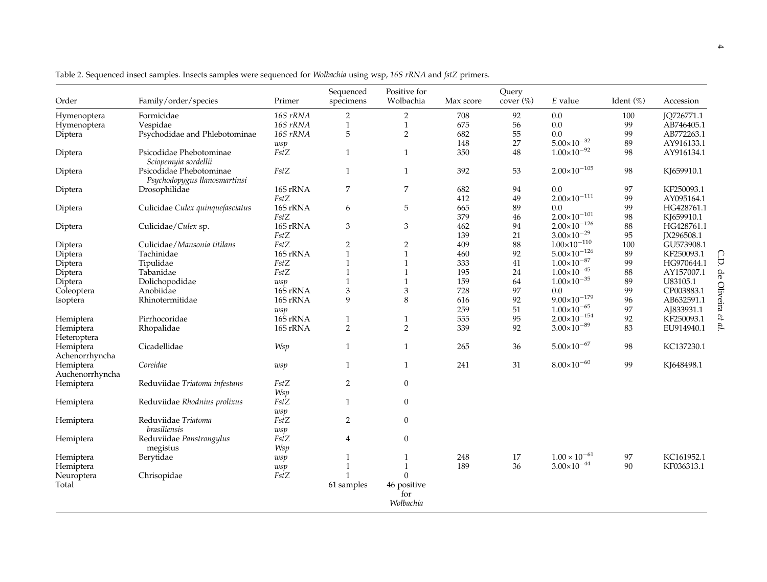Table 2. Sequenced insect samples. Insects samples were sequenced for *Wolbachia* using wsp, *16S rRNA* and *fstZ* primers.

| Order | Family/order/species | Primer | Sequenced specimens | Positive for Wolbachia | Max score | Query cover (%) | *E* value | Ident (%) | Accession |
|---|---|---|---|---|---|---|---|---|---|
| Hymenoptera | Formicidae | *16S rRNA* | 2 | 2 | 708 | 92 | 0.0 | 100 | JQ726771.1 |
| Hymenoptera | Vespidae | *16S rRNA* | 1 | 1 | 675 | 56 | 0.0 | 99 | AB746405.1 |
| Diptera | Psychodidae and Phlebotominae | *16S rRNA* | 5 | 2 | 682 | 55 | 0.0 | 99 | AB772263.1 |
| | | *wsp* | | | 148 | 27 | $5.00{\times}10^{-32}$ | 89 | AY916133.1 |
| Diptera | Psicodidae Phebotominae *Sciopemyia sordellii* | *FstZ* | 1 | 1 | 350 | 48 | $1.00{\times}10^{-92}$ | 98 | AY916134.1 |
| Diptera | Psicodidae Phebotominae *Psychodopygus llanosmartinsi* | *FstZ* | 1 | 1 | 392 | 53 | $2.00{\times}10^{-105}$ | 98 | KJ659910.1 |
| Diptera | Drosophilidae | 16S rRNA | 7 | 7 | 682 | 94 | 0.0 | 97 | KF250093.1 |
| | | *FstZ* | | | 412 | 49 | $2.00{\times}10^{-111}$ | 99 | AY095164.1 |
| Diptera | Culicidae *Culex quinquefasciatus* | 16S rRNA | 6 | 5 | 665 | 89 | 0.0 | 99 | HG428761.1 |
| | | *FstZ* | | | 379 | 46 | $2.00{\times}10^{-101}$ | 98 | KJ659910.1 |
| Diptera | Culicidae/*Culex* sp. | 16S rRNA | 3 | 3 | 462 | 94 | $2.00{\times}10^{-126}$ | 88 | HG428761.1 |
| | | *FstZ* | | | 139 | 21 | $3.00{\times}10^{-29}$ | 95 | JX296508.1 |
| Diptera | Culicidae/*Mansonia titilans* | *FstZ* | 2 | 2 | 409 | 88 | $1.00{\times}10^{-110}$ | 100 | GU573908.1 |
| Diptera | Tachinidae | 16S rRNA | 1 | 1 | 460 | 92 | $5.00{\times}10^{-126}$ | 89 | KF250093.1 |
| Diptera | Tipulidae | *FstZ* | 1 | 1 | 333 | 41 | $1.00{\times}10^{-87}$ | 99 | HG970644.1 |
| Diptera | Tabanidae | *FstZ* | 1 | 1 | 195 | 24 | $1.00{\times}10^{-45}$ | 88 | AY157007.1 |
| Diptera | Dolichopodidae | *wsp* | 1 | 1 | 159 | 64 | $1.00{\times}10^{-35}$ | 89 | U83105.1 |
| Coleoptera | Anobiidae | 16S rRNA | 3 | 3 | 728 | 97 | 0.0 | 99 | CP003883.1 |
| Isoptera | Rhinotermitidae | 16S rRNA | 9 | 8 | 616 | 92 | $9.00{\times}10^{-179}$ | 96 | AB632591.1 |
| | | *wsp* | | | 259 | 51 | $1.00{\times}10^{-65}$ | 97 | AJ833931.1 |
| Hemiptera | Pirrhocoridae | 16S rRNA | 1 | 1 | 555 | 95 | $2.00{\times}10^{-154}$ | 92 | KF250093.1 |
| Hemiptera Heteroptera | Rhopalidae | 16S rRNA | 2 | 2 | 339 | 92 | $3.00{\times}10^{-89}$ | 83 | EU914940.1 |
| Hemiptera Achenorrhyncha | Cicadellidae | *Wsp* | 1 | 1 | 265 | 36 | $5.00{\times}10^{-67}$ | 98 | KC137230.1 |
| Hemiptera Auchenorrhyncha | *Coreidae* | *wsp* | 1 | 1 | 241 | 31 | $8.00{\times}10^{-60}$ | 99 | KJ648498.1 |
| Hemiptera | Reduviidae *Triatoma infestans* | *FstZ* | 2 | 0 | | | | | |
| | | *Wsp* | | | | | | | |
| Hemiptera | Reduviidae *Rhodnius prolixus* | *FstZ* | 1 | 0 | | | | | |
| | | *wsp* | | | | | | | |
| Hemiptera | Reduviidae *Triatoma brasiliensis* | *FstZ* | 2 | 0 | | | | | |
| | | *wsp* | | | | | | | |
| Hemiptera | Reduviidae *Panstrongylus* megistus | *FstZ* | 4 | 0 | | | | | |
| | | *Wsp* | | | | | | | |
| Hemiptera | Berytidae | *wsp* | 1 | 1 | 248 | 17 | $1.00 \times 10^{-61}$ | 97 | KC161952.1 |
| Hemiptera | | *wsp* | 1 | 1 | 189 | 36 | $3.00{\times}10^{-44}$ | 90 | KF036313.1 |
| Neuroptera | Chrisopidae | *FstZ* | 1 | 0 | | | | | |
| Total | | | 61 samples | 46 positive for *Wolbachia* | | | | | |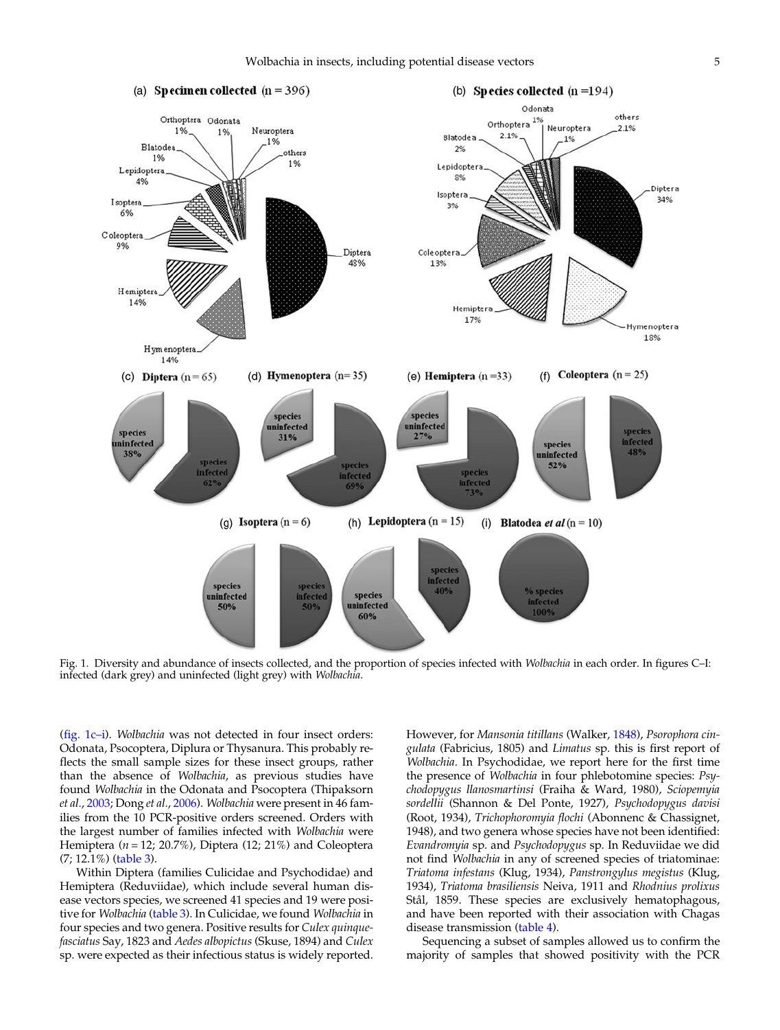Fig. 1. Diversity and abundance of insects collected, and the proportion of species infected with *Wolbachia* in each order. In figures C–I: infected (dark grey) and uninfected (light grey) with *Wolbachia*.

(fig. 1c–i). *Wolbachia* was not detected in four insect orders: Odonata, Psocoptera, Diplura or Thysanura. This probably reflects the small sample sizes for these insect groups, rather than the absence of *Wolbachia*, as previous studies have found *Wolbachia* in the Odonata and Psocoptera (Thipaksorn *et al.*, 2003; Dong *et al.*, 2006). *Wolbachia* were present in 46 families from the 10 PCR-positive orders screened. Orders with the largest number of families infected with *Wolbachia* were Hemiptera ($n = 12$; 20.7%), Diptera (12; 21%) and Coleoptera (7; 12.1%) (table 3).

Within Diptera (families Culicidae and Psychodidae) and Hemiptera (Reduviidae), which include several human disease vectors species, we screened 41 species and 19 were positive for *Wolbachia* (table 3). In Culicidae, we found *Wolbachia* in four species and two genera. Positive results for *Culex quinquefasciatus* Say, 1823 and *Aedes albopictus* (Skuse, 1894) and *Culex* sp. were expected as their infectious status is widely reported. However, for *Mansonia titillans* (Walker, 1848), *Psorophora cingulata* (Fabricius, 1805) and *Limatus* sp. this is first report of *Wolbachia*. In Psychodidae, we report here for the first time the presence of *Wolbachia* in four phlebotomine species: *Psychodopygus llanosmartinsi* (Fraiha & Ward, 1980), *Sciopemyia sordellii* (Shannon & Del Ponte, 1927), *Psychodopygus davisi* (Root, 1934), *Trichophoromyia flochi* (Abonnenc & Chassignet, 1948), and two genera whose species have not been identified: *Evandromyia* sp. and *Psychodopygus* sp. In Reduviidae we did not find *Wolbachia* in any of screened species of triatominae: *Triatoma infestans* (Klug, 1934), *Panstrongylus megistus* (Klug, 1934), *Triatoma brasiliensis* Neiva, 1911 and *Rhodnius prolixus* Stål, 1859. These species are exclusively hematophagous, and have been reported with their association with Chagas disease transmission (table 4).

Sequencing a subset of samples allowed us to confirm the majority of samples that showed positivity with the PCR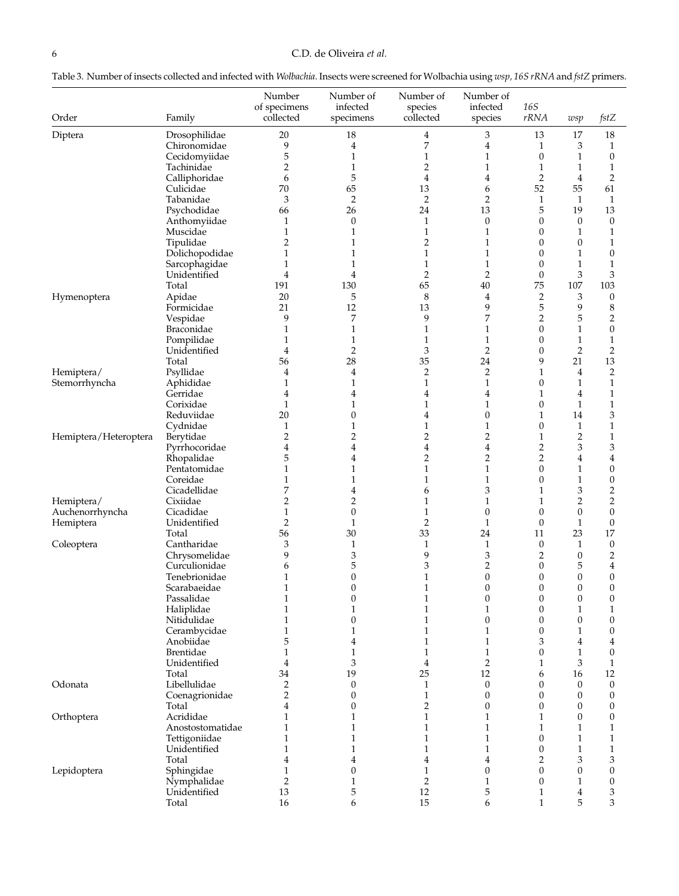Table 3. Number of insects collected and infected with *Wolbachia*. Insects were screened for Wolbachia using *wsp*, *16S rRNA* and *fstZ* primers.

| Order | Family | Number of specimens collected | Number of infected specimens | Number of species collected | Number of infected species | *16S rRNA* | *wsp* | *fstZ* |
|---|---|---|---|---|---|---|---|---|
| Diptera | Drosophilidae | 20 | 18 | 4 | 3 | 13 | 17 | 18 |
| | Chironomidae | 9 | 4 | 7 | 4 | 1 | 3 | 1 |
| | Cecidomyiidae | 5 | 1 | 1 | 1 | 0 | 1 | 0 |
| | Tachinidae | 2 | 1 | 2 | 1 | 1 | 1 | 1 |
| | Calliphoridae | 6 | 5 | 4 | 4 | 2 | 4 | 2 |
| | Culicidae | 70 | 65 | 13 | 6 | 52 | 55 | 61 |
| | Tabanidae | 3 | 2 | 2 | 2 | 1 | 1 | 1 |
| | Psychodidae | 66 | 26 | 24 | 13 | 5 | 19 | 13 |
| | Anthomyiidae | 1 | 0 | 1 | 0 | 0 | 0 | 0 |
| | Muscidae | 1 | 1 | 1 | 1 | 0 | 1 | 1 |
| | Tipulidae | 2 | 1 | 2 | 1 | 0 | 0 | 1 |
| | Dolichopodidae | 1 | 1 | 1 | 1 | 0 | 1 | 0 |
| | Sarcophagidae | 1 | 1 | 1 | 1 | 0 | 1 | 1 |
| | Unidentified | 4 | 4 | 2 | 2 | 0 | 3 | 3 |
| | Total | 191 | 130 | 65 | 40 | 75 | 107 | 103 |
| Hymenoptera | Apidae | 20 | 5 | 8 | 4 | 2 | 3 | 0 |
| | Formicidae | 21 | 12 | 13 | 9 | 5 | 9 | 8 |
| | Vespidae | 9 | 7 | 9 | 7 | 2 | 5 | 2 |
| | Braconidae | 1 | 1 | 1 | 1 | 0 | 1 | 0 |
| | Pompilidae | 1 | 1 | 1 | 1 | 0 | 1 | 1 |
| | Unidentified | 4 | 2 | 3 | 2 | 0 | 2 | 2 |
| | Total | 56 | 28 | 35 | 24 | 9 | 21 | 13 |
| Hemiptera/ Stemorrhyncha | Psyllidae | 4 | 4 | 2 | 2 | 1 | 4 | 2 |
| | Aphididae | 1 | 1 | 1 | 1 | 0 | 1 | 1 |
| | Gerridae | 4 | 4 | 4 | 4 | 1 | 4 | 1 |
| | Corixidae | 1 | 1 | 1 | 1 | 0 | 1 | 1 |
| | Reduviidae | 20 | 0 | 4 | 0 | 1 | 14 | 3 |
| | Cydnidae | 1 | 1 | 1 | 1 | 0 | 1 | 1 |
| Hemiptera/Heteroptera | Berytidae | 2 | 2 | 2 | 2 | 1 | 2 | 1 |
| | Pyrrhocoridae | 4 | 4 | 4 | 4 | 2 | 3 | 3 |
| | Rhopalidae | 5 | 4 | 2 | 2 | 2 | 4 | 4 |
| | Pentatomidae | 1 | 1 | 1 | 1 | 0 | 1 | 0 |
| | Coreidae | 1 | 1 | 1 | 1 | 0 | 1 | 0 |
| | Cicadellidae | 7 | 4 | 6 | 3 | 1 | 3 | 2 |
| Hemiptera/ Auchenorrhyncha | Cixiidae | 2 | 2 | 1 | 1 | 1 | 2 | 2 |
| | Cicadidae | 1 | 0 | 1 | 0 | 0 | 0 | 0 |
| Hemiptera | Unidentified | 2 | 1 | 2 | 1 | 0 | 1 | 0 |
| | Total | 56 | 30 | 33 | 24 | 11 | 23 | 17 |
| Coleoptera | Cantharidae | 3 | 1 | 1 | 1 | 0 | 1 | 0 |
| | Chrysomelidae | 9 | 3 | 9 | 3 | 2 | 0 | 2 |
| | Curculionidae | 6 | 5 | 3 | 2 | 0 | 5 | 4 |
| | Tenebrionidae | 1 | 0 | 1 | 0 | 0 | 0 | 0 |
| | Scarabaeidae | 1 | 0 | 1 | 0 | 0 | 0 | 0 |
| | Passalidae | 1 | 0 | 1 | 0 | 0 | 0 | 0 |
| | Haliplidae | 1 | 1 | 1 | 1 | 0 | 1 | 1 |
| | Nitidulidae | 1 | 0 | 1 | 0 | 0 | 0 | 0 |
| | Cerambycidae | 1 | 1 | 1 | 1 | 0 | 1 | 0 |
| | Anobiidae | 5 | 4 | 1 | 1 | 3 | 4 | 4 |
| | Brentidae | 1 | 1 | 1 | 1 | 0 | 1 | 0 |
| | Unidentified | 4 | 3 | 4 | 2 | 1 | 3 | 1 |
| | Total | 34 | 19 | 25 | 12 | 6 | 16 | 12 |
| Odonata | Libellulidae | 2 | 0 | 1 | 0 | 0 | 0 | 0 |
| | Coenagrionidae | 2 | 0 | 1 | 0 | 0 | 0 | 0 |
| | Total | 4 | 0 | 2 | 0 | 0 | 0 | 0 |
| Orthoptera | Acrididae | 1 | 1 | 1 | 1 | 1 | 0 | 0 |
| | Anostostomatidae | 1 | 1 | 1 | 1 | 1 | 1 | 1 |
| | Tettigoniidae | 1 | 1 | 1 | 1 | 0 | 1 | 1 |
| | Unidentified | 1 | 1 | 1 | 1 | 0 | 1 | 1 |
| | Total | 4 | 4 | 4 | 4 | 2 | 3 | 3 |
| Lepidoptera | Sphingidae | 1 | 0 | 1 | 0 | 0 | 0 | 0 |
| | Nymphalidae | 2 | 1 | 2 | 1 | 0 | 1 | 0 |
| | Unidentified | 13 | 5 | 12 | 5 | 1 | 4 | 3 |
| | Total | 16 | 6 | 15 | 6 | 1 | 5 | 3 |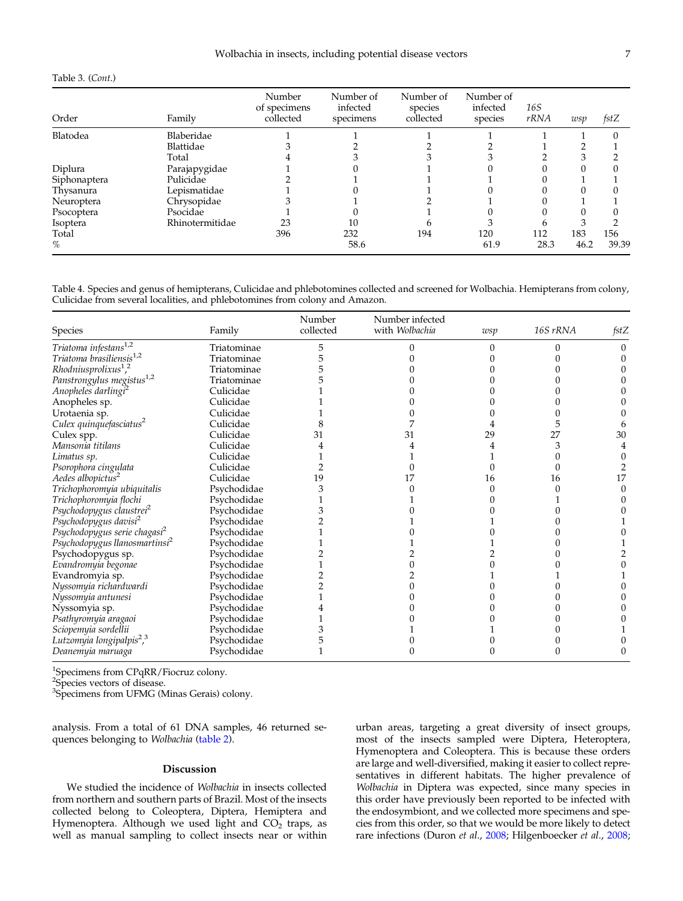Table 3. (*Cont.*)

| Order | Family | Number of specimens collected | Number of infected specimens | Number of species collected | Number of infected species | 16S rRNA | wsp | fstZ |
|---|---|---|---|---|---|---|---|---|
| Blatodea | Blaberidae | 1 | 1 | 1 | 1 | 1 | 1 | 0 |
| | Blattidae | 3 | 2 | 2 | 2 | 1 | 2 | 1 |
| | Total | 4 | 3 | 3 | 3 | 2 | 3 | 2 |
| Diplura | Parajapygidae | 1 | 0 | 1 | 0 | 0 | 0 | 0 |
| Siphonaptera | Pulicidae | 2 | 1 | 1 | 1 | 0 | 1 | 1 |
| Thysanura | Lepismatidae | 1 | 0 | 1 | 0 | 0 | 0 | 0 |
| Neuroptera | Chrysopidae | 3 | 1 | 2 | 1 | 0 | 1 | 1 |
| Psocoptera | Psocidae | 1 | 0 | 1 | 0 | 0 | 0 | 0 |
| Isoptera | Rhinotermitidae | 23 | 10 | 6 | 3 | 6 | 3 | 2 |
| Total | | 396 | 232 | 194 | 120 | 112 | 183 | 156 |
| % | | | 58.6 | | 61.9 | 28.3 | 46.2 | 39.39 |

Table 4. Species and genus of hemipterans, Culicidae and phlebotomines collected and screened for Wolbachia. Hemipterans from colony, Culicidae from several localities, and phlebotomines from colony and Amazon.

| Species | Family | Number collected | Number infected with *Wolbachia* | *wsp* | *16S rRNA* | *fstZ* |
|---|---|---|---|---|---|---|
| *Triatoma infestans*[1,2] | Triatominae | 5 | 0 | 0 | 0 | 0 |
| *Triatoma brasiliensis*[1,2] | Triatominae | 5 | 0 | 0 | 0 | 0 |
| *Rhodniusprolixus*[1],[2] | Triatominae | 5 | 0 | 0 | 0 | 0 |
| *Panstrongylus megistus*[1,2] | Triatominae | 5 | 0 | 0 | 0 | 0 |
| *Anopheles darlingi*[2] | Culicidae | 1 | 0 | 0 | 0 | 0 |
| Anopheles sp. | Culicidae | 1 | 0 | 0 | 0 | 0 |
| Urotaenia sp. | Culicidae | 1 | 0 | 0 | 0 | 0 |
| *Culex quinquefasciatus*[2] | Culicidae | 8 | 7 | 4 | 5 | 6 |
| Culex spp. | Culicidae | 31 | 31 | 29 | 27 | 30 |
| *Mansonia titilans* | Culicidae | 4 | 4 | 4 | 3 | 4 |
| *Limatus sp.* | Culicidae | 1 | 1 | 1 | 0 | 0 |
| *Psorophora cingulata* | Culicidae | 2 | 0 | 0 | 0 | 2 |
| *Aedes albopictus*[2] | Culicidae | 19 | 17 | 16 | 16 | 17 |
| *Trichophoromyia ubiquitalis* | Psychodidae | 3 | 0 | 0 | 0 | 0 |
| *Trichophoromyia flochi* | Psychodidae | 1 | 1 | 0 | 1 | 0 |
| *Psychodopygus claustrei*[2] | Psychodidae | 3 | 0 | 0 | 0 | 0 |
| *Psychodopygus davisi*[2] | Psychodidae | 2 | 1 | 1 | 0 | 1 |
| *Psychodopygus serie chagasi*[2] | Psychodidae | 1 | 0 | 0 | 0 | 0 |
| *Psychodopygus llanosmartinsi*[2] | Psychodidae | 1 | 1 | 1 | 0 | 1 |
| Psychodopygus sp. | Psychodidae | 2 | 2 | 2 | 0 | 2 |
| *Evandromyia begonae* | Psychodidae | 1 | 0 | 0 | 0 | 0 |
| Evandromyia sp. | Psychodidae | 2 | 2 | 1 | 1 | 1 |
| *Nyssomyia richardwardi* | Psychodidae | 2 | 0 | 0 | 0 | 0 |
| *Nyssomyia antunesi* | Psychodidae | 1 | 0 | 0 | 0 | 0 |
| Nyssomyia sp. | Psychodidae | 4 | 0 | 0 | 0 | 0 |
| *Psathyromyia aragaoi* | Psychodidae | 1 | 0 | 0 | 0 | 0 |
| *Sciopemyia sordellii* | Psychodidae | 3 | 1 | 1 | 0 | 1 |
| *Lutzomyia longipalpis*[2],[3] | Psychodidae | 5 | 0 | 0 | 0 | 0 |
| *Deanemyia maruaga* | Psychodidae | 1 | 0 | 0 | 0 | 0 |

[1]Specimens from CPqRR/Fiocruz colony.
[2]Species vectors of disease.
[3]Specimens from UFMG (Minas Gerais) colony.

analysis. From a total of 61 DNA samples, 46 returned sequences belonging to *Wolbachia* (table 2).

## Discussion

We studied the incidence of *Wolbachia* in insects collected from northern and southern parts of Brazil. Most of the insects collected belong to Coleoptera, Diptera, Hemiptera and Hymenoptera. Although we used light and $CO_2$ traps, as well as manual sampling to collect insects near or within urban areas, targeting a great diversity of insect groups, most of the insects sampled were Diptera, Heteroptera, Hymenoptera and Coleoptera. This is because these orders are large and well-diversified, making it easier to collect representatives in different habitats. The higher prevalence of *Wolbachia* in Diptera was expected, since many species in this order have previously been reported to be infected with the endosymbiont, and we collected more specimens and species from this order, so that we would be more likely to detect rare infections (Duron *et al.*, 2008; Hilgenboecker *et al.*, 2008;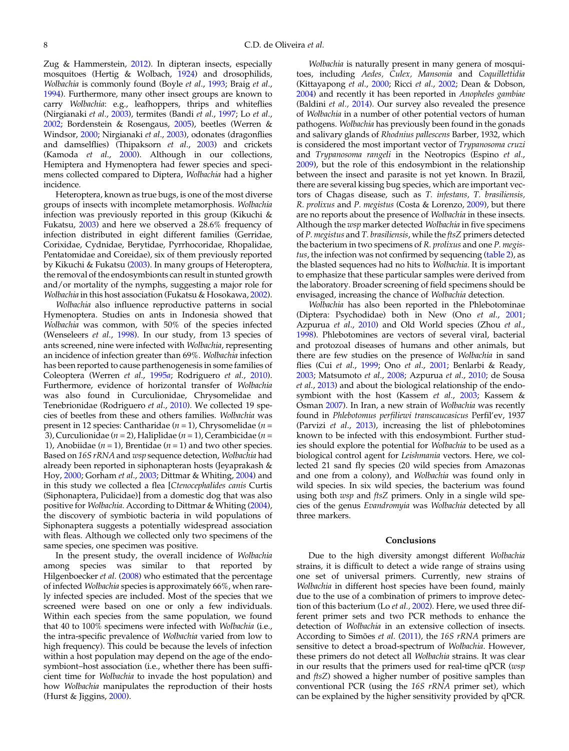Zug & Hammerstein, 2012). In dipteran insects, especially mosquitoes (Hertig & Wolbach, 1924) and drosophilids, *Wolbachia* is commonly found (Boyle *et al*., 1993; Braig *et al*., 1994). Furthermore, many other insect groups are known to carry *Wolbachia*: e.g., leafhoppers, thrips and whiteflies (Nirgianaki *et al*., 2003), termites (Bandi *et al*., 1997; Lo *et al*., 2002; Bordenstein & Rosengaus, 2005), beetles (Werren & Windsor, 2000; Nirgianaki *et al*., 2003), odonates (dragonflies and damselflies) (Thipaksorn *et al*., 2003) and crickets (Kamoda *et al*., 2000). Although in our collections, Hemiptera and Hymenoptera had fewer species and specimens collected compared to Diptera, *Wolbachia* had a higher incidence.

Heteroptera, known as true bugs, is one of the most diverse groups of insects with incomplete metamorphosis. *Wolbachia* infection was previously reported in this group (Kikuchi & Fukatsu, 2003) and here we observed a 28.6% frequency of infection distributed in eight different families (Gerridae, Corixidae, Cydnidae, Berytidae, Pyrrhocoridae, Rhopalidae, Pentatomidae and Coreidae), six of them previously reported by Kikuchi & Fukatsu (2003). In many groups of Heteroptera, the removal of the endosymbionts can result in stunted growth and/or mortality of the nymphs, suggesting a major role for *Wolbachia* in this host association (Fukatsu & Hosokawa, 2002).

*Wolbachia* also influence reproductive patterns in social Hymenoptera. Studies on ants in Indonesia showed that *Wolbachia* was common, with 50% of the species infected (Wenseleers *et al*., 1998). In our study, from 13 species of ants screened, nine were infected with *Wolbachia*, representing an incidence of infection greater than 69%. *Wolbachia* infection has been reported to cause parthenogenesis in some families of Coleoptera (Werren *et al*., 1995*a*; Rodriguero *et al*., 2010). Furthermore, evidence of horizontal transfer of *Wolbachia* was also found in Curculionidae, Chrysomelidae and Tenebrionidae (Rodriguero *et al*., 2010). We collected 19 species of beetles from these and others families. *Wolbachia* was present in 12 species: Cantharidae ($n = 1$), Chrysomelidae ($n = 3$), Curculionidae ($n = 2$), Haliplidae ($n = 1$), Cerambicidae ($n = 1$), Anobiidae ($n = 1$), Brentidae ($n = 1$) and two other species. Based on *16S rRNA* and *wsp* sequence detection, *Wolbachia* had already been reported in siphonapteran hosts (Jeyaprakash & Hoy, 2000; Gorham *et al*., 2003; Dittmar & Whiting, 2004) and in this study we collected a flea [*Ctenocephalides canis* Curtis (Siphonaptera, Pulicidae)] from a domestic dog that was also positive for *Wolbachia*. According to Dittmar & Whiting (2004), the discovery of symbiotic bacteria in wild populations of Siphonaptera suggests a potentially widespread association with fleas. Although we collected only two specimens of the same species, one specimen was positive.

In the present study, the overall incidence of *Wolbachia* among species was similar to that reported by Hilgenboecker *et al*. (2008) who estimated that the percentage of infected *Wolbachia* species is approximately 66%, when rarely infected species are included. Most of the species that we screened were based on one or only a few individuals. Within each species from the same population, we found that 40 to 100% specimens were infected with *Wolbachia* (i.e., the intra-specific prevalence of *Wolbachia* varied from low to high frequency). This could be because the levels of infection within a host population may depend on the age of the endosymbiont–host association (i.e., whether there has been sufficient time for *Wolbachia* to invade the host population) and how *Wolbachia* manipulates the reproduction of their hosts (Hurst & Jiggins, 2000).

*Wolbachia* is naturally present in many genera of mosquitoes, including *Aedes, Culex, Mansonia* and *Coquillettidia* (Kittayapong *et al*., 2000; Ricci *et al*., 2002; Dean & Dobson, 2004) and recently it has been reported in *Anopheles gambiae* (Baldini *et al.,* 2014). Our survey also revealed the presence of *Wolbachia* in a number of other potential vectors of human pathogens. *Wolbachia* has previously been found in the gonads and salivary glands of *Rhodnius pallescens* Barber, 1932, which is considered the most important vector of *Trypanosoma cruzi* and *Trypanosoma rangeli* in the Neotropics (Espino *et al*., 2009), but the role of this endosymbiont in the relationship between the insect and parasite is not yet known. In Brazil, there are several kissing bug species, which are important vectors of Chagas disease, such as *T. infestans, T. brasiliensis, R. prolixus* and *P. megistus* (Costa & Lorenzo, 2009), but there are no reports about the presence of *Wolbachia* in these insects. Although the *wsp* marker detected *Wolbachia* in five specimens of *P. megistus* and *T. brasiliensis*, while the *ftsZ* primers detected the bacterium in two specimens of *R. prolixus* and one *P. megistus*, the infection was not confirmed by sequencing (table 2), as the blasted sequences had no hits to *Wolbachia*. It is important to emphasize that these particular samples were derived from the laboratory. Broader screening of field specimens should be envisaged, increasing the chance of *Wolbachia* detection.

*Wolbachia* has also been reported in the Phlebotominae (Diptera: Psychodidae) both in New (Ono *et al*., 2001; Azpurua *et al*., 2010) and Old World species (Zhou *et al*., 1998). Phlebotomines are vectors of several viral, bacterial and protozoal diseases of humans and other animals, but there are few studies on the presence of *Wolbachia* in sand flies (Cui *et al*., 1999; Ono *et al*., 2001; Benlarbi & Ready, 2003; Matsumoto *et al*., 2008; Azpurua *et al*., 2010; de Sousa *et al*., 2013) and about the biological relationship of the endosymbiont with the host (Kassem *et al*., 2003; Kassem & Osman 2007). In Iran, a new strain of *Wolbachia* was recently found in *Phlebotomus perfiliewi transcaucasicus* Perfil'ev, 1937 (Parvizi *et al*., 2013), increasing the list of phlebotomines known to be infected with this endosymbiont. Further studies should explore the potential for *Wolbachia* to be used as a biological control agent for *Leishmania* vectors. Here, we collected 21 sand fly species (20 wild species from Amazonas and one from a colony), and *Wolbachia* was found only in wild species. In six wild species, the bacterium was found using both *wsp* and *ftsZ* primers. Only in a single wild species of the genus *Evandromyia* was *Wolbachia* detected by all three markers.

## Conclusions

Due to the high diversity amongst different *Wolbachia* strains, it is difficult to detect a wide range of strains using one set of universal primers. Currently, new strains of *Wolbachia* in different host species have been found, mainly due to the use of a combination of primers to improve detection of this bacterium (Lo *et al.,* 2002). Here, we used three different primer sets and two PCR methods to enhance the detection of *Wolbachia* in an extensive collection of insects. According to Simões *et al*. (2011), the *16S rRNA* primers are sensitive to detect a broad-spectrum of *Wolbachia*. However, these primers do not detect all *Wolbachia* strains. It was clear in our results that the primers used for real-time qPCR (*wsp* and *ftsZ*) showed a higher number of positive samples than conventional PCR (using the *16S rRNA* primer set), which can be explained by the higher sensitivity provided by qPCR.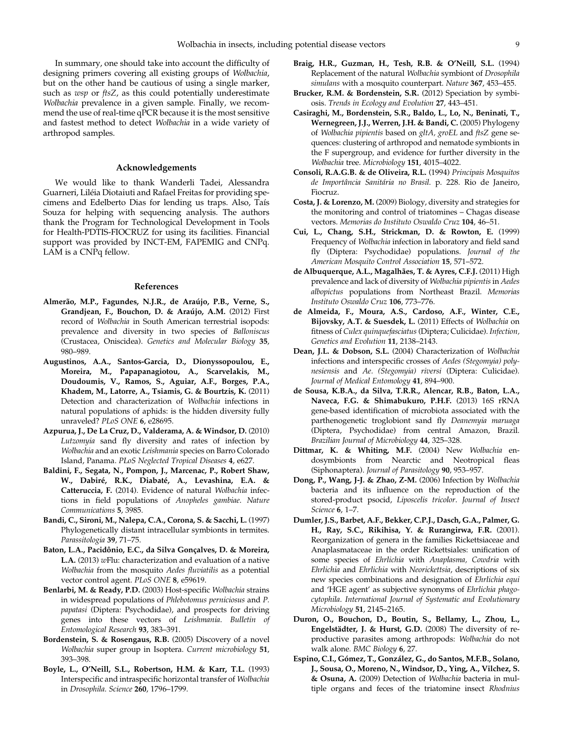In summary, one should take into account the difficulty of designing primers covering all existing groups of *Wolbachia*, but on the other hand be cautious of using a single marker, such as *wsp* or *ftsZ*, as this could potentially underestimate *Wolbachia* prevalence in a given sample. Finally, we recommend the use of real-time qPCR because it is the most sensitive and fastest method to detect *Wolbachia* in a wide variety of arthropod samples.

## Acknowledgements

We would like to thank Wanderli Tadei, Alessandra Guarneri, Liléia Diotaiuti and Rafael Freitas for providing specimens and Edelberto Dias for lending us traps. Also, Taís Souza for helping with sequencing analysis. The authors thank the Program for Technological Development in Tools for Health-PDTIS-FIOCRUZ for using its facilities. Financial support was provided by INCT-EM, FAPEMIG and CNPq. LAM is a CNPq fellow.

## References

**Almerão, M.P., Fagundes, N.J.R., de Araújo, P.B., Verne, S., Grandjean, F., Bouchon, D. & Araújo, A.M.** (2012) First record of *Wolbachia* in South American terrestrial isopods: prevalence and diversity in two species of *Balloniscus* (Crustacea, Oniscidea). *Genetics and Molecular Biology* **35**, 980–989.

**Augustinos, A.A., Santos-Garcia, D., Dionyssopoulou, E., Moreira, M., Papapanagiotou, A., Scarvelakis, M., Doudoumis, V., Ramos, S., Aguiar, A.F., Borges, P.A., Khadem, M., Latorre, A., Tsiamis, G. & Bourtzis, K.** (2011) Detection and characterization of *Wolbachia* infections in natural populations of aphids: is the hidden diversity fully unraveled? *PLoS ONE* **6**, e28695.

**Azpurua, J., De La Cruz, D., Valderama, A. & Windsor, D.** (2010) *Lutzomyia* sand fly diversity and rates of infection by *Wolbachia* and an exotic *Leishmania* species on Barro Colorado Island, Panama. *PLoS Neglected Tropical Diseases* **4**, e627.

**Baldini, F., Segata, N., Pompon, J., Marcenac, P., Robert Shaw, W., Dabiré, R.K., Diabaté, A., Levashina, E.A. & Catteruccia, F.** (2014). Evidence of natural *Wolbachia* infections in field populations of *Anopheles gambiae*. *Nature Communications* **5**, 3985.

**Bandi, C., Sironi, M., Nalepa, C.A., Corona, S. & Sacchi, L.** (1997) Phylogenetically distant intracellular symbionts in termites. *Parassitologia* **39**, 71–75.

**Baton, L.A., Pacidônio, E.C., da Silva Gonçalves, D. & Moreira, L.A.** (2013) *w*Flu: characterization and evaluation of a native *Wolbachia* from the mosquito *Aedes fluviatilis* as a potential vector control agent. *PLoS ONE* **8**, e59619.

**Benlarbi, M. & Ready, P.D.** (2003) Host-specific *Wolbachia* strains in widespread populations of *Phlebotomus perniciosus* and *P. papatasi* (Diptera: Psychodidae), and prospects for driving genes into these vectors of *Leishmania*. *Bulletin of Entomological Research* **93**, 383–391.

**Bordenstein, S. & Rosengaus, R.B.** (2005) Discovery of a novel *Wolbachia* super group in Isoptera. *Current microbiology* **51**, 393–398.

**Boyle, L., O'Neill, S.L., Robertson, H.M. & Karr, T.L.** (1993) Interspecific and intraspecific horizontal transfer of *Wolbachia* in *Drosophila*. *Science* **260**, 1796–1799.

**Braig, H.R., Guzman, H., Tesh, R.B. & O'Neill, S.L.** (1994) Replacement of the natural *Wolbachia* symbiont of *Drosophila simulans* with a mosquito counterpart. *Nature* **367**, 453–455.

**Brucker, R.M. & Bordenstein, S.R.** (2012) Speciation by symbiosis. *Trends in Ecology and Evolution* **27**, 443–451.

**Casiraghi, M., Bordenstein, S.R., Baldo, L., Lo, N., Beninati, T., Wernegreen, J.J., Werren, J.H. & Bandi, C.** (2005) Phylogeny of *Wolbachia pipientis* based on *gltA, groEL* and *ftsZ* gene sequences: clustering of arthropod and nematode symbionts in the F supergroup, and evidence for further diversity in the *Wolbachia* tree. *Microbiology* **151**, 4015–4022.

**Consoli, R.A.G.B. & de Oliveira, R.L.** (1994) *Principais Mosquitos de Importância Sanitária no Brasil*. p. 228. Rio de Janeiro, Fiocruz.

**Costa, J. & Lorenzo, M.** (2009) Biology, diversity and strategies for the monitoring and control of triatomines – Chagas disease vectors. *Memorias do Instituto Oswaldo Cruz* **104**, 46–51.

**Cui, L., Chang, S.H., Strickman, D. & Rowton, E.** (1999) Frequency of *Wolbachia* infection in laboratory and field sand fly (Diptera: Psychodidae) populations. *Journal of the American Mosquito Control Association* **15**, 571–572.

**de Albuquerque, A.L., Magalhães, T. & Ayres, C.F.J.** (2011) High prevalence and lack of diversity of *Wolbachia pipientis* in *Aedes albopictus* populations from Northeast Brazil. *Memorias Instituto Oswaldo Cruz* **106**, 773–776.

**de Almeida, F., Moura, A.S., Cardoso, A.F., Winter, C.E., Bijovsky, A.T. & Suesdek, L.** (2011) Effects of *Wolbachia* on fitness of *Culex quinquefasciatus* (Diptera; Culicidae). *Infection, Genetics and Evolution* **11**, 2138–2143.

**Dean, J.L. & Dobson, S.L.** (2004) Characterization of *Wolbachia* infections and interspecific crosses of *Aedes (Stegomyia) polynesiensis* and *Ae. (Stegomyia) riversi* (Diptera: Culicidae). *Journal of Medical Entomology* **41**, 894–900.

**de Sousa, K.B.A., da Silva, T.R.R., Alencar, R.B., Baton, L.A., Naveca, F.G. & Shimabukuro, P.H.F.** (2013) 16S rRNA gene-based identification of microbiota associated with the parthenogenetic troglobiont sand fly *Deanemyia maruaga* (Diptera, Psychodidae) from central Amazon, Brazil. *Brazilian Journal of Microbiology* **44**, 325–328.

**Dittmar, K. & Whiting, M.F.** (2004) New *Wolbachia* endosymbionts from Nearctic and Neotropical fleas (Siphonaptera). *Journal of Parasitology* **90**, 953–957.

**Dong, P., Wang, J-J. & Zhao, Z-M.** (2006) Infection by *Wolbachia* bacteria and its influence on the reproduction of the stored-product psocid, *Liposcelis tricolor*. *Journal of Insect Science* **6**, 1–7.

**Dumler, J.S., Barbet, A.F., Bekker, C.P.J., Dasch, G.A., Palmer, G. H., Ray, S.C., Rikihisa, Y. & Rurangirwa, F.R.** (2001). Reorganization of genera in the families Rickettsiaceae and Anaplasmataceae in the order Rickettsiales: unification of some species of *Ehrlichia* with *Anaplasma, Cowdria* with *Ehrlichia* and *Ehrlichia* with *Neorickettsia*, descriptions of six new species combinations and designation of *Ehrlichia equi* and 'HGE agent' as subjective synonyms of *Ehrlichia phagocytophila*. *International Journal of Systematic and Evolutionary Microbiology* **51**, 2145–2165.

**Duron, O., Bouchon, D., Boutin, S., Bellamy, L., Zhou, L., Engelstädter, J. & Hurst, G.D.** (2008) The diversity of reproductive parasites among arthropods: *Wolbachia* do not walk alone. *BMC Biology* **6**, 27.

**Espino, C.I., Gómez, T., González, G., do Santos, M.F.B., Solano, J., Sousa, O., Moreno, N., Windsor, D., Ying, A., Vilchez, S. & Osuna, A.** (2009) Detection of *Wolbachia* bacteria in multiple organs and feces of the triatomine insect *Rhodnius*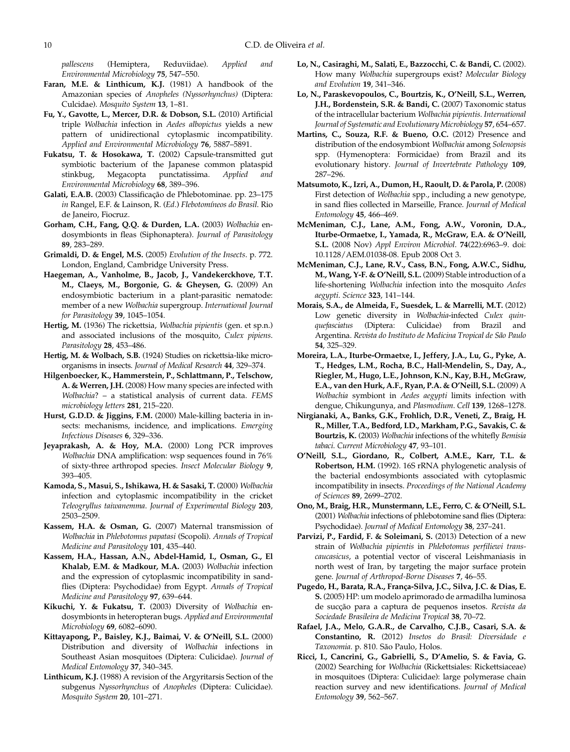*pallescens* (Hemiptera, Reduviidae). *Applied and Environmental Microbiology* **75**, 547–550.

**Faran, M.E. & Linthicum, K.J.** (1981) A handbook of the Amazonian species of *Anopheles (Nyssorhynchus)* (Diptera: Culcidae). *Mosquito System* **13**, 1–81.

**Fu, Y., Gavotte, L., Mercer, D.R. & Dobson, S.L.** (2010) Artificial triple *Wolbachia* infection in *Aedes albopictus* yields a new pattern of unidirectional cytoplasmic incompatibility. *Applied and Environmental Microbiology* **76**, 5887–5891.

**Fukatsu, T. & Hosokawa, T.** (2002) Capsule-transmitted gut symbiotic bacterium of the Japanese common plataspid stinkbug, Megacopta punctatissima. *Applied and Environmental Microbiology* **68**, 389–396.

**Galati, E.A.B.** (2003) Classificação de Phlebotominae. pp. 23–175 *in* Rangel, E.F. & Lainson, R. (*Ed.*) *Flebotomíneos do Brasil*. Rio de Janeiro, Fiocruz.

**Gorham, C.H., Fang, Q.Q. & Durden, L.A.** (2003) *Wolbachia* endosymbionts in fleas (Siphonaptera). *Journal of Parasitology* **89**, 283–289.

**Grimaldi, D. & Engel, M.S.** (2005) *Evolution of the Insects*. p. 772. London, England, Cambridge University Press.

**Haegeman, A., Vanholme, B., Jacob, J., Vandekerckhove, T.T. M., Claeys, M., Borgonie, G. & Gheysen, G.** (2009) An endosymbiotic bacterium in a plant-parasitic nematode: member of a new *Wolbachia* supergroup. *International Journal for Parasitology* **39**, 1045–1054.

**Hertig, M.** (1936) The rickettsia, *Wolbachia pipientis* (gen. et sp.n.) and associated inclusions of the mosquito, *Culex pipiens*. *Parasitology* **28**, 453–486.

**Hertig, M. & Wolbach, S.B.** (1924) Studies on rickettsia-like microorganisms in insects. *Journal of Medical Research* **44**, 329–374.

**Hilgenboecker, K., Hammerstein, P., Schlattmann, P., Telschow, A. & Werren, J.H.** (2008) How many species are infected with *Wolbachia*? – a statistical analysis of current data. *FEMS microbiology letters* **281**, 215–220.

**Hurst, G.D.D. & Jiggins, F.M.** (2000) Male-killing bacteria in insects: mechanisms, incidence, and implications. *Emerging Infectious Diseases* **6**, 329–336.

**Jeyaprakash, A. & Hoy, M.A.** (2000) Long PCR improves *Wolbachia* DNA amplification: wsp sequences found in 76% of sixty-three arthropod species. *Insect Molecular Biology* **9**, 393–405.

**Kamoda, S., Masui, S., Ishikawa, H. & Sasaki, T.** (2000) *Wolbachia* infection and cytoplasmic incompatibility in the cricket *Teleogryllus taiwanemma*. *Journal of Experimental Biology* **203**, 2503–2509.

**Kassem, H.A. & Osman, G.** (2007) Maternal transmission of *Wolbachia* in *Phlebotomus papatasi* (Scopoli). *Annals of Tropical Medicine and Parasitology* **101**, 435–440.

**Kassem, H.A., Hassan, A.N., Abdel-Hamid, I., Osman, G., El Khalab, E.M. & Madkour, M.A.** (2003) *Wolbachia* infection and the expression of cytoplasmic incompatibility in sandflies (Diptera: Psychodidae) from Egypt. *Annals of Tropical Medicine and Parasitology* **97**, 639–644.

**Kikuchi, Y. & Fukatsu, T.** (2003) Diversity of *Wolbachia* endosymbionts in heteropteran bugs. *Applied and Environmental Microbiology* **69**, 6082–6090.

**Kittayapong, P., Baisley, K.J., Baimai, V. & O'Neill, S.L.** (2000) Distribution and diversity of *Wolbachia* infections in Southeast Asian mosquitoes (Diptera: Culicidae). *Journal of Medical Entomology* **37**, 340–345.

**Linthicum, K.J.** (1988) A revision of the Argyritarsis Section of the subgenus *Nyssorhynchus* of *Anopheles* (Diptera: Culicidae). *Mosquito System* **20**, 101–271.

**Lo, N., Casiraghi, M., Salati, E., Bazzocchi, C. & Bandi, C.** (2002). How many *Wolbachia* supergroups exist? *Molecular Biology and Evolution* **19**, 341–346.

**Lo, N., Paraskevopoulos, C., Bourtzis, K., O'Neill, S.L., Werren, J.H., Bordenstein, S.R. & Bandi, C.** (2007) Taxonomic status of the intracellular bacterium *Wolbachia pipientis*. *International Journal of Systematic and Evolutionary Microbiology* **57**, 654–657.

**Martins, C., Souza, R.F. & Bueno, O.C.** (2012) Presence and distribution of the endosymbiont *Wolbachia* among *Solenopsis* spp. (Hymenoptera: Formicidae) from Brazil and its evolutionary history. *Journal of Invertebrate Pathology* **109**, 287–296.

**Matsumoto, K., Izri, A., Dumon, H., Raoult, D. & Parola, P.** (2008) First detection of *Wolbachia* spp., including a new genotype, in sand flies collected in Marseille, France. *Journal of Medical Entomology* **45**, 466–469.

**McMeniman, C.J., Lane, A.M., Fong, A.W., Voronin, D.A., Iturbe-Ormaetxe, I., Yamada, R., McGraw, E.A. & O'Neill, S.L.** (2008 Nov) *Appl Environ Microbiol*. **74**(22):6963–9. doi: 10.1128/AEM.01038-08. Epub 2008 Oct 3.

**McMeniman, C.J., Lane, R.V., Cass, B.N., Fong, A.W.C., Sidhu, M., Wang, Y-F. & O'Neill, S.L.** (2009) Stable introduction of a life-shortening *Wolbachia* infection into the mosquito *Aedes aegypti*. *Science* **323**, 141–144.

**Morais, S.A., de Almeida, F., Suesdek, L. & Marrelli, M.T.** (2012) Low genetic diversity in *Wolbachia*-infected *Culex quinquefasciatus* (Diptera: Culicidae) from Brazil and Argentina. *Revista do Instituto de Medicina Tropical de São Paulo* **54**, 325–329.

**Moreira, L.A., Iturbe-Ormaetxe, I., Jeffery, J.A., Lu, G., Pyke, A. T., Hedges, L.M., Rocha, B.C., Hall-Mendelin, S., Day, A., Riegler, M., Hugo, L.E., Johnson, K.N., Kay, B.H., McGraw, E.A., van den Hurk, A.F., Ryan, P.A. & O'Neill, S.L.** (2009) A *Wolbachia* symbiont in *Aedes aegypti* limits infection with dengue, Chikungunya, and *Plasmodium*. *Cell* **139**, 1268–1278.

**Nirgianaki, A., Banks, G.K., Frohlich, D.R., Veneti, Z., Braig, H. R., Miller, T.A., Bedford, I.D., Markham, P.G., Savakis, C. & Bourtzis, K.** (2003) *Wolbachia* infections of the whitefly *Bemisia tabaci*. *Current Microbiology* **47**, 93–101.

**O'Neill, S.L., Giordano, R., Colbert, A.M.E., Karr, T.L. & Robertson, H.M.** (1992). 16S rRNA phylogenetic analysis of the bacterial endosymbionts associated with cytoplasmic incompatibility in insects. *Proceedings of the National Academy of Sciences* **89**, 2699–2702.

**Ono, M., Braig, H.R., Munstermann, L.E., Ferro, C. & O'Neill, S.L.** (2001) *Wolbachia* infections of phlebotomine sand flies (Diptera: Psychodidae). *Journal of Medical Entomology* **38**, 237–241.

**Parvizi, P., Fardid, F. & Soleimani, S.** (2013) Detection of a new strain of *Wolbachia pipientis* in *Phlebotomus perfiliewi transcaucasicus*, a potential vector of visceral Leishmaniasis in north west of Iran, by targeting the major surface protein gene. *Journal of Arthropod-Borne Diseases* **7**, 46–55.

**Pugedo, H., Barata, R.A., França-Silva, J.C., Silva, J.C. & Dias, E. S.** (2005) HP: um modelo aprimorado de armadilha luminosa de sucção para a captura de pequenos insetos. *Revista da Sociedade Brasileira de Medicina Tropical* **38**, 70–72.

**Rafael, J.A., Melo, G.A.R., de Carvalho, C.J.B., Casari, S.A. & Constantino, R.** (2012) *Insetos do Brasil: Diversidade e Taxonomia*. p. 810. São Paulo, Holos.

**Ricci, I., Cancrini, G., Gabrielli, S., D'Amelio, S. & Favia, G.** (2002) Searching for *Wolbachia* (Rickettsiales: Rickettsiaceae) in mosquitoes (Diptera: Culicidae): large polymerase chain reaction survey and new identifications. *Journal of Medical Entomology* **39**, 562–567.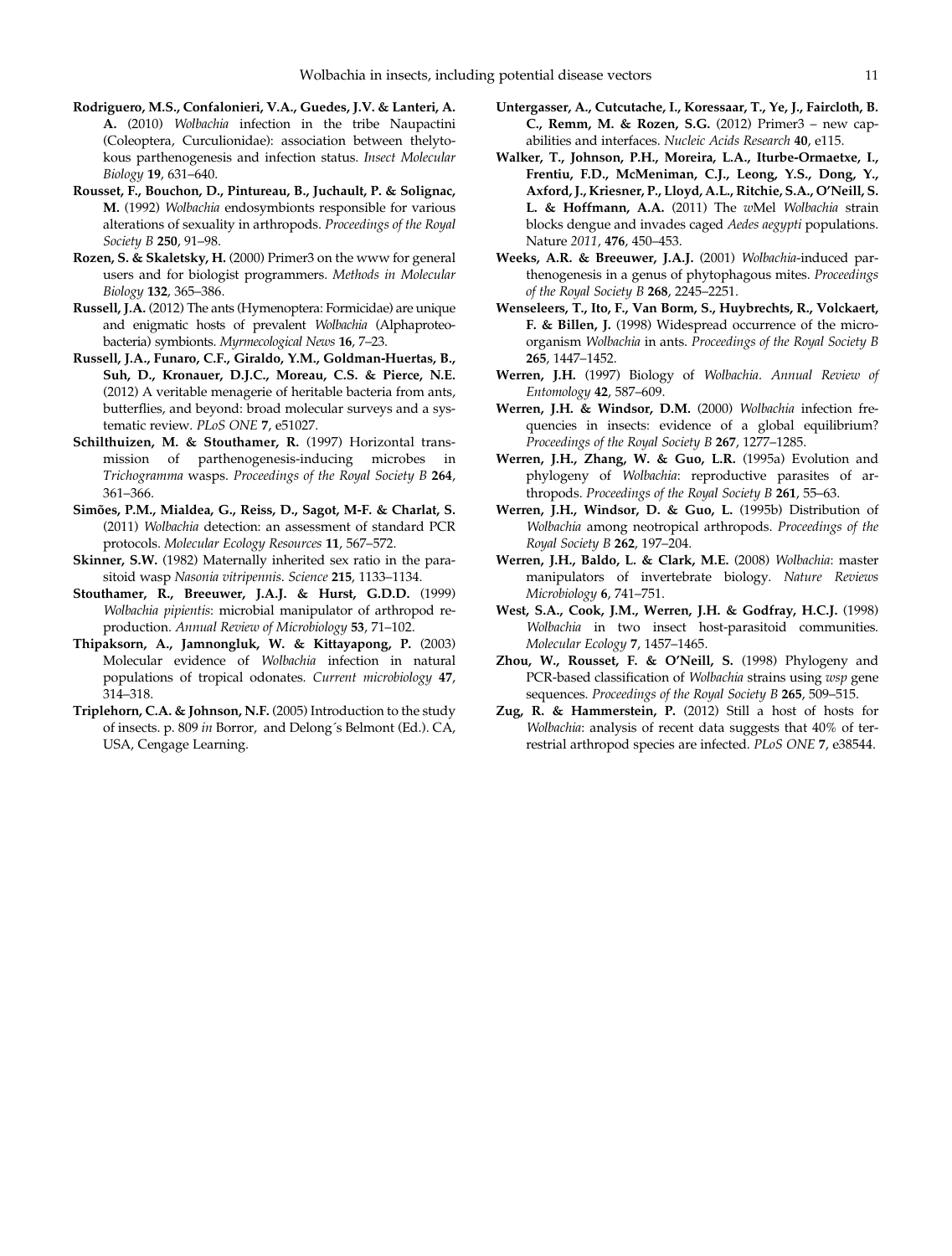**Rodriguero, M.S., Confalonieri, V.A., Guedes, J.V. & Lanteri, A. A.** (2010) *Wolbachia* infection in the tribe Naupactini (Coleoptera, Curculionidae): association between thelytokous parthenogenesis and infection status. *Insect Molecular Biology* **19**, 631–640.

**Rousset, F., Bouchon, D., Pintureau, B., Juchault, P. & Solignac, M.** (1992) *Wolbachia* endosymbionts responsible for various alterations of sexuality in arthropods. *Proceedings of the Royal Society B* **250**, 91–98.

**Rozen, S. & Skaletsky, H.** (2000) Primer3 on the www for general users and for biologist programmers. *Methods in Molecular Biology* **132**, 365–386.

**Russell, J.A.** (2012) The ants (Hymenoptera: Formicidae) are unique and enigmatic hosts of prevalent *Wolbachia* (Alphaproteobacteria) symbionts. *Myrmecological News* **16**, 7–23.

**Russell, J.A., Funaro, C.F., Giraldo, Y.M., Goldman-Huertas, B., Suh, D., Kronauer, D.J.C., Moreau, C.S. & Pierce, N.E.** (2012) A veritable menagerie of heritable bacteria from ants, butterflies, and beyond: broad molecular surveys and a systematic review. *PLoS ONE* **7**, e51027.

**Schilthuizen, M. & Stouthamer, R.** (1997) Horizontal transmission of parthenogenesis-inducing microbes in *Trichogramma* wasps. *Proceedings of the Royal Society B* **264**, 361–366.

**Simões, P.M., Mialdea, G., Reiss, D., Sagot, M-F. & Charlat, S.** (2011) *Wolbachia* detection: an assessment of standard PCR protocols. *Molecular Ecology Resources* **11**, 567–572.

**Skinner, S.W.** (1982) Maternally inherited sex ratio in the parasitoid wasp *Nasonia vitripennis*. *Science* **215**, 1133–1134.

**Stouthamer, R., Breeuwer, J.A.J. & Hurst, G.D.D.** (1999) *Wolbachia pipientis*: microbial manipulator of arthropod reproduction. *Annual Review of Microbiology* **53**, 71–102.

**Thipaksorn, A., Jamnongluk, W. & Kittayapong, P.** (2003) Molecular evidence of *Wolbachia* infection in natural populations of tropical odonates. *Current microbiology* **47**, 314–318.

**Triplehorn, C.A. & Johnson, N.F.** (2005) Introduction to the study of insects. p. 809 *in* Borror, and Delong´s Belmont (Ed.). CA, USA, Cengage Learning.

**Untergasser, A., Cutcutache, I., Koressaar, T., Ye, J., Faircloth, B. C., Remm, M. & Rozen, S.G.** (2012) Primer3 – new capabilities and interfaces. *Nucleic Acids Research* **40**, e115.

**Walker, T., Johnson, P.H., Moreira, L.A., Iturbe-Ormaetxe, I., Frentiu, F.D., McMeniman, C.J., Leong, Y.S., Dong, Y., Axford, J., Kriesner, P., Lloyd, A.L., Ritchie, S.A., O'Neill, S. L. & Hoffmann, A.A.** (2011) The *w*Mel *Wolbachia* strain blocks dengue and invades caged *Aedes aegypti* populations. Nature *2011*, **476**, 450–453.

**Weeks, A.R. & Breeuwer, J.A.J.** (2001) *Wolbachia*-induced parthenogenesis in a genus of phytophagous mites. *Proceedings of the Royal Society B* **268**, 2245–2251.

**Wenseleers, T., Ito, F., Van Borm, S., Huybrechts, R., Volckaert, F. & Billen, J.** (1998) Widespread occurrence of the microorganism *Wolbachia* in ants. *Proceedings of the Royal Society B* **265**, 1447–1452.

**Werren, J.H.** (1997) Biology of *Wolbachia*. *Annual Review of Entomology* **42**, 587–609.

**Werren, J.H. & Windsor, D.M.** (2000) *Wolbachia* infection frequencies in insects: evidence of a global equilibrium? *Proceedings of the Royal Society B* **267**, 1277–1285.

**Werren, J.H., Zhang, W. & Guo, L.R.** (1995a) Evolution and phylogeny of *Wolbachia*: reproductive parasites of arthropods. *Proceedings of the Royal Society B* **261**, 55–63.

**Werren, J.H., Windsor, D. & Guo, L.** (1995b) Distribution of *Wolbachia* among neotropical arthropods. *Proceedings of the Royal Society B* **262**, 197–204.

**Werren, J.H., Baldo, L. & Clark, M.E.** (2008) *Wolbachia*: master manipulators of invertebrate biology. *Nature Reviews Microbiology* **6**, 741–751.

**West, S.A., Cook, J.M., Werren, J.H. & Godfray, H.C.J.** (1998) *Wolbachia* in two insect host-parasitoid communities. *Molecular Ecology* **7**, 1457–1465.

**Zhou, W., Rousset, F. & O'Neill, S.** (1998) Phylogeny and PCR-based classification of *Wolbachia* strains using *wsp* gene sequences. *Proceedings of the Royal Society B* **265**, 509–515.

**Zug, R. & Hammerstein, P.** (2012) Still a host of hosts for *Wolbachia*: analysis of recent data suggests that 40% of terrestrial arthropod species are infected. *PLoS ONE* **7**, e38544.